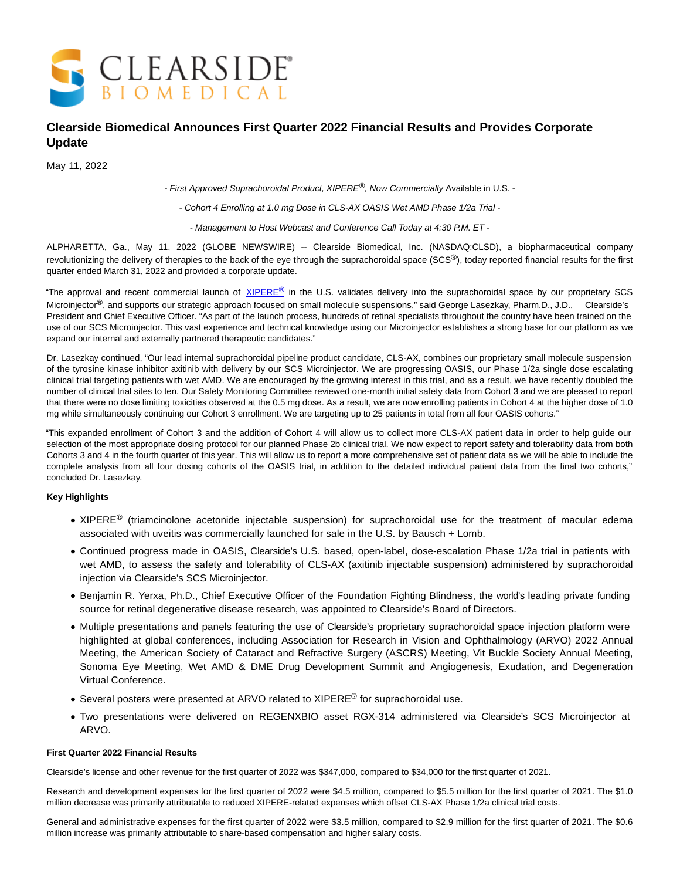# Clearside Biomedical Announces First Quarter 2022 Financial Results and Provides Corporate Update

May 11, 2022

*- First Approved Suprachoroidal Product, XIPERE®, Now Commercially* Available in U.S. -

*- Cohort 4 Enrolling at 1.0 mg Dose in CLS-AX OASIS Wet AMD Phase 1/2a Trial -*

*- Management to Host Webcast and Conference Call Today at 4:30 P.M. ET -*

ALPHARETTA, Ga., May 11, 2022 (GLOBE NEWSWIRE) -- Clearside Biomedical, Inc. (NASDAQ:CLSD), a biopharmaceutical company revolutionizing the delivery of therapies to the back of the eye through the suprachoroidal space (SCS®), today reported financial results for the first quarter ended March 31, 2022 and provided a corporate update.

"The approval and recent commercial launch of XIPERE® in the U.S. validates delivery into the suprachoroidal space by our proprietary SCS Microinjector®, and supports our strategic approach focused on small molecule suspensions," said George Lasezkay, Pharm.D., J.D., Clearside's President and Chief Executive Officer. "As part of the launch process, hundreds of retinal specialists throughout the country have been trained on the use of our SCS Microinjector. This vast experience and technical knowledge using our Microinjector establishes a strong base for our platform as we expand our internal and externally partnered therapeutic candidates."

Dr. Lasezkay continued, "Our lead internal suprachoroidal pipeline product candidate, CLS-AX, combines our proprietary small molecule suspension of the tyrosine kinase inhibitor axitinib with delivery by our SCS Microinjector. We are progressing OASIS, our Phase 1/2a single dose escalating clinical trial targeting patients with wet AMD. We are encouraged by the growing interest in this trial, and as a result, we have recently doubled the number of clinical trial sites to ten. Our Safety Monitoring Committee reviewed one-month initial safety data from Cohort 3 and we are pleased to report that there were no dose limiting toxicities observed at the 0.5 mg dose. As a result, we are now enrolling patients in Cohort 4 at the higher dose of 1.0 mg while simultaneously continuing our Cohort 3 enrollment. We are targeting up to 25 patients in total from all four OASIS cohorts."

"This expanded enrollment of Cohort 3 and the addition of Cohort 4 will allow us to collect more CLS-AX patient data in order to help guide our selection of the most appropriate dosing protocol for our planned Phase 2b clinical trial. We now expect to report safety and tolerability data from both Cohorts 3 and 4 in the fourth quarter of this year. This will allow us to report a more comprehensive set of patient data as we will be able to include the complete analysis from all four dosing cohorts of the OASIS trial, in addition to the detailed individual patient data from the final two cohorts," concluded Dr. Lasezkay.

**Key Highlights**

- XIPERE® (triamcinolone acetonide injectable suspension) for suprachoroidal use for the treatment of macular edema associated with uveitis was commercially launched for sale in the U.S. by Bausch + Lomb.
- Continued progress made in OASIS, Clearside's U.S. based, open-label, dose-escalation Phase 1/2a trial in patients with wet AMD, to assess the safety and tolerability of CLS-AX (axitinib injectable suspension) administered by suprachoroidal injection via Clearside's SCS Microinjector.
- Benjamin R. Yerxa, Ph.D., Chief Executive Officer of the Foundation Fighting Blindness, the world's leading private funding source for retinal degenerative disease research, was appointed to Clearside's Board of Directors.
- Multiple presentations and panels featuring the use of Clearside's proprietary suprachoroidal space injection platform were highlighted at global conferences, including Association for Research in Vision and Ophthalmology (ARVO) 2022 Annual Meeting, the American Society of Cataract and Refractive Surgery (ASCRS) Meeting, Vit Buckle Society Annual Meeting, Sonoma Eye Meeting, Wet AMD & DME Drug Development Summit and Angiogenesis, Exudation, and Degeneration Virtual Conference.
- Several posters were presented at ARVO related to XIPERE® for suprachoroidal use.
- Two presentations were delivered on REGENXBIO asset RGX-314 administered via Clearside's SCS Microinjector at ARVO.

**First Quarter 2022 Financial Results**

Clearside's license and other revenue for the first quarter of 2022 was $347,000, compared to $34,000 for the first quarter of 2021.

Research and development expenses for the first quarter of 2022 were $4.5 million, compared to $5.5 million for the first quarter of 2021. The $1.0 million decrease was primarily attributable to reduced XIPERE-related expenses which offset CLS-AX Phase 1/2a clinical trial costs.

General and administrative expenses for the first quarter of 2022 were $3.5 million, compared to $2.9 million for the first quarter of 2021. The $0.6 million increase was primarily attributable to share-based compensation and higher salary costs.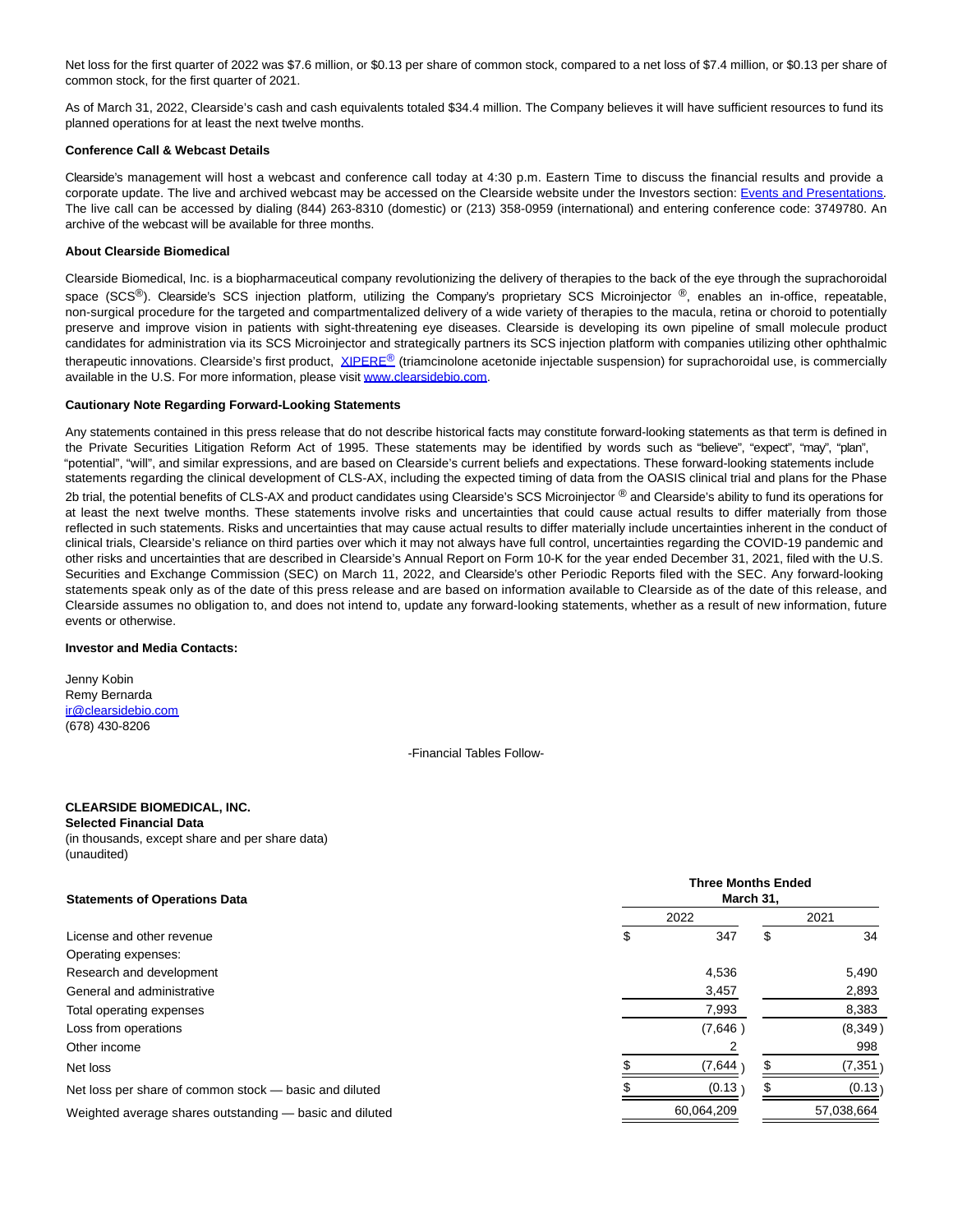Net loss for the first quarter of 2022 was $7.6 million, or $0.13 per share of common stock, compared to a net loss of $7.4 million, or $0.13 per share of common stock, for the first quarter of 2021.

As of March 31, 2022, Clearside's cash and cash equivalents totaled $34.4 million. The Company believes it will have sufficient resources to fund its planned operations for at least the next twelve months.

**Conference Call & Webcast Details**

Clearside's management will host a webcast and conference call today at 4:30 p.m. Eastern Time to discuss the financial results and provide a corporate update. The live and archived webcast may be accessed on the Clearside website under the Investors section: Events and Presentations. The live call can be accessed by dialing (844) 263-8310 (domestic) or (213) 358-0959 (international) and entering conference code: 3749780. An archive of the webcast will be available for three months.

**About Clearside Biomedical**

Clearside Biomedical, Inc. is a biopharmaceutical company revolutionizing the delivery of therapies to the back of the eye through the suprachoroidal space (SCS®). Clearside's SCS injection platform, utilizing the Company's proprietary SCS Microinjector ®, enables an in-office, repeatable, non-surgical procedure for the targeted and compartmentalized delivery of a wide variety of therapies to the macula, retina or choroid to potentially preserve and improve vision in patients with sight-threatening eye diseases. Clearside is developing its own pipeline of small molecule product candidates for administration via its SCS Microinjector and strategically partners its SCS injection platform with companies utilizing other ophthalmic therapeutic innovations. Clearside's first product, XIPERE® (triamcinolone acetonide injectable suspension) for suprachoroidal use, is commercially available in the U.S. For more information, please visit www.clearsidebio.com.

**Cautionary Note Regarding Forward-Looking Statements**

Any statements contained in this press release that do not describe historical facts may constitute forward-looking statements as that term is defined in the Private Securities Litigation Reform Act of 1995. These statements may be identified by words such as "believe", "expect", "may", "plan", "potential", "will", and similar expressions, and are based on Clearside's current beliefs and expectations. These forward-looking statements include statements regarding the clinical development of CLS-AX, including the expected timing of data from the OASIS clinical trial and plans for the Phase 2b trial, the potential benefits of CLS-AX and product candidates using Clearside's SCS Microinjector ® and Clearside's ability to fund its operations for at least the next twelve months. These statements involve risks and uncertainties that could cause actual results to differ materially from those reflected in such statements. Risks and uncertainties that may cause actual results to differ materially include uncertainties inherent in the conduct of clinical trials, Clearside's reliance on third parties over which it may not always have full control, uncertainties regarding the COVID-19 pandemic and other risks and uncertainties that are described in Clearside's Annual Report on Form 10-K for the year ended December 31, 2021, filed with the U.S. Securities and Exchange Commission (SEC) on March 11, 2022, and Clearside's other Periodic Reports filed with the SEC. Any forward-looking statements speak only as of the date of this press release and are based on information available to Clearside as of the date of this release, and Clearside assumes no obligation to, and does not intend to, update any forward-looking statements, whether as a result of new information, future events or otherwise.

**Investor and Media Contacts:**

Jenny Kobin
Remy Bernarda
ir@clearsidebio.com
(678) 430-8206

-Financial Tables Follow-

**CLEARSIDE BIOMEDICAL, INC.**
**Selected Financial Data**
(in thousands, except share and per share data)
(unaudited)

| **Statements of Operations Data** | **Three Months Ended March 31,** | |
|---|---|---|
| | 2022 | 2021 |
| License and other revenue | $ 347 | $ 34 |
| Operating expenses: | | |
| Research and development | 4,536 | 5,490 |
| General and administrative | 3,457 | 2,893 |
| Total operating expenses | 7,993 | 8,383 |
| Loss from operations | (7,646) | (8,349) |
| Other income | 2 | 998 |
| Net loss | $ (7,644) | $ (7,351) |
| Net loss per share of common stock — basic and diluted | $ (0.13) | $ (0.13) |
| Weighted average shares outstanding — basic and diluted | 60,064,209 | 57,038,664 |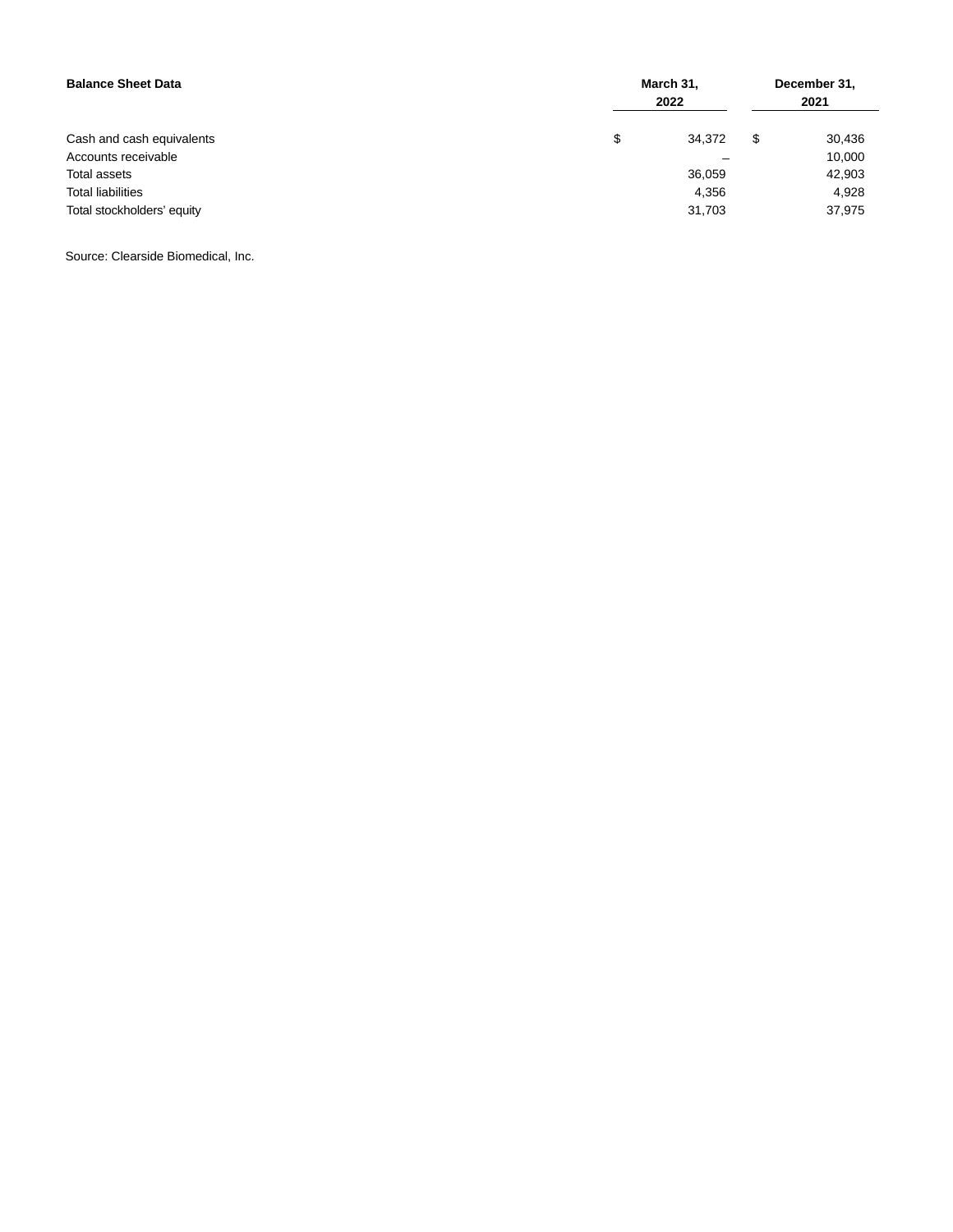| Balance Sheet Data | March 31, 2022 | December 31, 2021 |
| --- | --- | --- |
| Cash and cash equivalents | $ 34,372 | $ 30,436 |
| Accounts receivable | – | 10,000 |
| Total assets | 36,059 | 42,903 |
| Total liabilities | 4,356 | 4,928 |
| Total stockholders' equity | 31,703 | 37,975 |

Source: Clearside Biomedical, Inc.